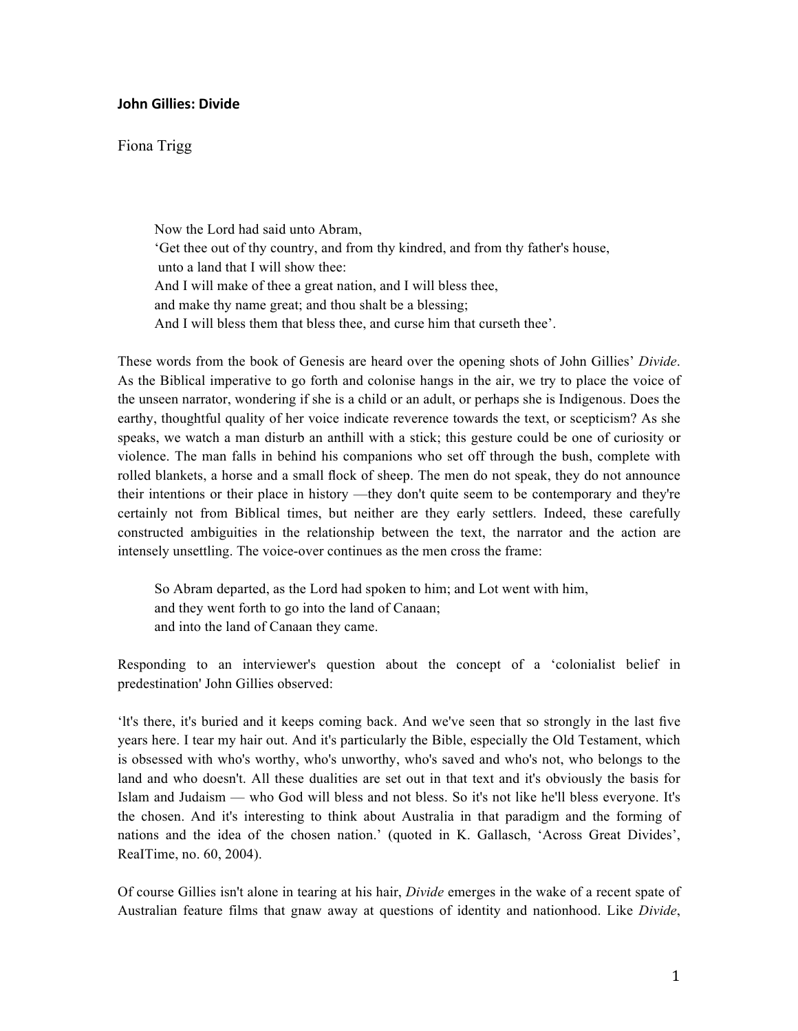# John Gillies: Divide

Fiona Trigg

> Now the Lord had said unto Abram,
> ‘Get thee out of thy country, and from thy kindred, and from thy father's house,
> unto a land that I will show thee:
> And I will make of thee a great nation, and I will bless thee,
> and make thy name great; and thou shalt be a blessing;
> And I will bless them that bless thee, and curse him that curseth thee’.

These words from the book of Genesis are heard over the opening shots of John Gillies’ *Divide*. As the Biblical imperative to go forth and colonise hangs in the air, we try to place the voice of the unseen narrator, wondering if she is a child or an adult, or perhaps she is Indigenous. Does the earthy, thoughtful quality of her voice indicate reverence towards the text, or scepticism? As she speaks, we watch a man disturb an anthill with a stick; this gesture could be one of curiosity or violence. The man falls in behind his companions who set off through the bush, complete with rolled blankets, a horse and a small flock of sheep. The men do not speak, they do not announce their intentions or their place in history —they don't quite seem to be contemporary and they're certainly not from Biblical times, but neither are they early settlers. Indeed, these carefully constructed ambiguities in the relationship between the text, the narrator and the action are intensely unsettling. The voice-over continues as the men cross the frame:

> So Abram departed, as the Lord had spoken to him; and Lot went with him,
> and they went forth to go into the land of Canaan;
> and into the land of Canaan they came.

Responding to an interviewer's question about the concept of a ‘colonialist belief in predestination' John Gillies observed:

‘It's there, it's buried and it keeps coming back. And we've seen that so strongly in the last five years here. I tear my hair out. And it's particularly the Bible, especially the Old Testament, which is obsessed with who's worthy, who's unworthy, who's saved and who's not, who belongs to the land and who doesn't. All these dualities are set out in that text and it's obviously the basis for Islam and Judaism — who God will bless and not bless. So it's not like he'll bless everyone. It's the chosen. And it's interesting to think about Australia in that paradigm and the forming of nations and the idea of the chosen nation.’ (quoted in K. Gallasch, ‘Across Great Divides’, RealTime, no. 60, 2004).

Of course Gillies isn't alone in tearing at his hair, *Divide* emerges in the wake of a recent spate of Australian feature films that gnaw away at questions of identity and nationhood. Like *Divide*,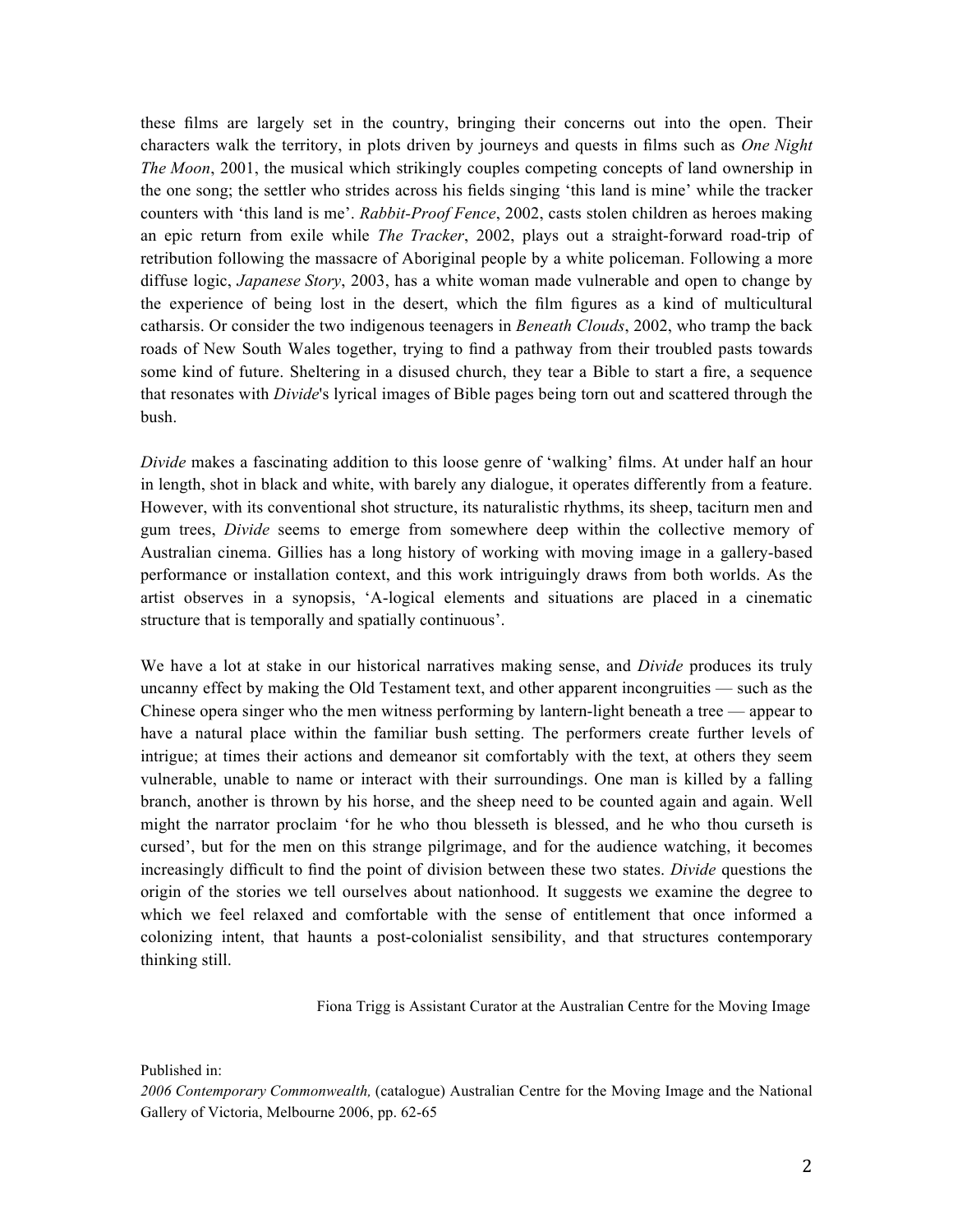these films are largely set in the country, bringing their concerns out into the open. Their characters walk the territory, in plots driven by journeys and quests in films such as *One Night The Moon*, 2001, the musical which strikingly couples competing concepts of land ownership in the one song; the settler who strides across his fields singing 'this land is mine' while the tracker counters with 'this land is me'. *Rabbit-Proof Fence*, 2002, casts stolen children as heroes making an epic return from exile while *The Tracker*, 2002, plays out a straight-forward road-trip of retribution following the massacre of Aboriginal people by a white policeman. Following a more diffuse logic, *Japanese Story*, 2003, has a white woman made vulnerable and open to change by the experience of being lost in the desert, which the film figures as a kind of multicultural catharsis. Or consider the two indigenous teenagers in *Beneath Clouds*, 2002, who tramp the back roads of New South Wales together, trying to find a pathway from their troubled pasts towards some kind of future. Sheltering in a disused church, they tear a Bible to start a fire, a sequence that resonates with *Divide*'s lyrical images of Bible pages being torn out and scattered through the bush.

*Divide* makes a fascinating addition to this loose genre of 'walking' films. At under half an hour in length, shot in black and white, with barely any dialogue, it operates differently from a feature. However, with its conventional shot structure, its naturalistic rhythms, its sheep, taciturn men and gum trees, *Divide* seems to emerge from somewhere deep within the collective memory of Australian cinema. Gillies has a long history of working with moving image in a gallery-based performance or installation context, and this work intriguingly draws from both worlds. As the artist observes in a synopsis, 'A-logical elements and situations are placed in a cinematic structure that is temporally and spatially continuous'.

We have a lot at stake in our historical narratives making sense, and *Divide* produces its truly uncanny effect by making the Old Testament text, and other apparent incongruities — such as the Chinese opera singer who the men witness performing by lantern-light beneath a tree — appear to have a natural place within the familiar bush setting. The performers create further levels of intrigue; at times their actions and demeanor sit comfortably with the text, at others they seem vulnerable, unable to name or interact with their surroundings. One man is killed by a falling branch, another is thrown by his horse, and the sheep need to be counted again and again. Well might the narrator proclaim 'for he who thou blesseth is blessed, and he who thou curseth is cursed', but for the men on this strange pilgrimage, and for the audience watching, it becomes increasingly difficult to find the point of division between these two states. *Divide* questions the origin of the stories we tell ourselves about nationhood. It suggests we examine the degree to which we feel relaxed and comfortable with the sense of entitlement that once informed a colonizing intent, that haunts a post-colonialist sensibility, and that structures contemporary thinking still.

Fiona Trigg is Assistant Curator at the Australian Centre for the Moving Image

Published in:
*2006 Contemporary Commonwealth,* (catalogue) Australian Centre for the Moving Image and the National Gallery of Victoria, Melbourne 2006, pp. 62-65